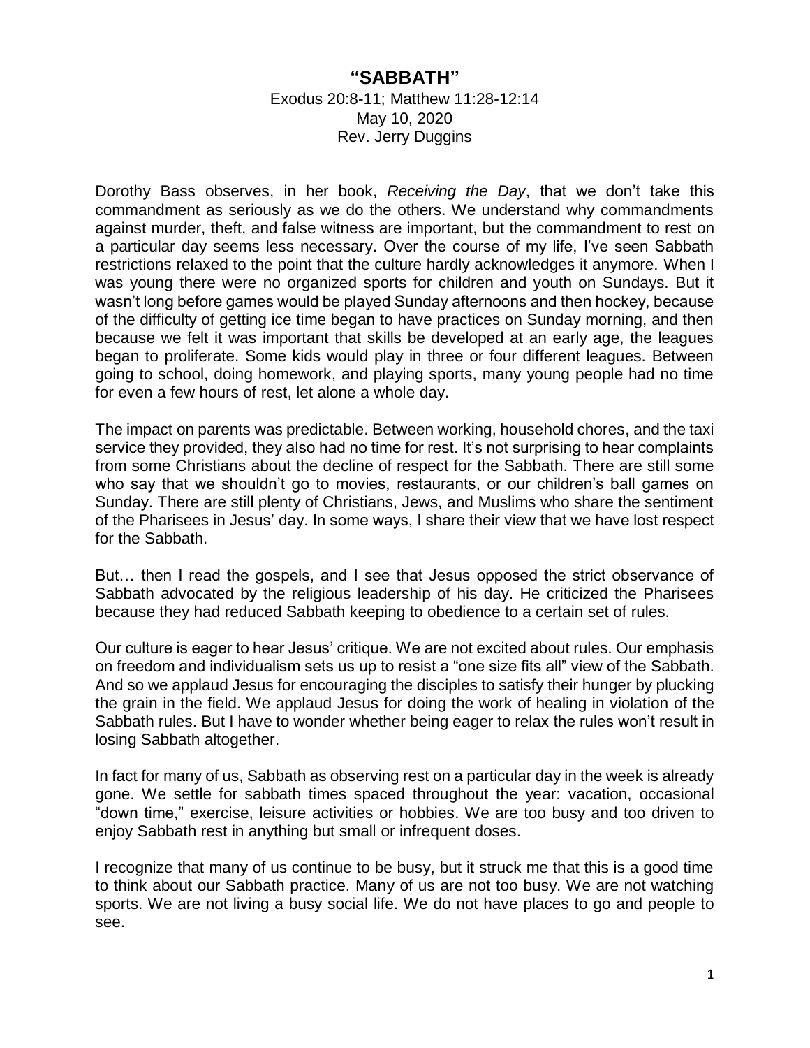# "SABBATH"

Exodus 20:8-11; Matthew 11:28-12:14
May 10, 2020
Rev. Jerry Duggins

Dorothy Bass observes, in her book, *Receiving the Day*, that we don't take this commandment as seriously as we do the others. We understand why commandments against murder, theft, and false witness are important, but the commandment to rest on a particular day seems less necessary. Over the course of my life, I've seen Sabbath restrictions relaxed to the point that the culture hardly acknowledges it anymore. When I was young there were no organized sports for children and youth on Sundays. But it wasn't long before games would be played Sunday afternoons and then hockey, because of the difficulty of getting ice time began to have practices on Sunday morning, and then because we felt it was important that skills be developed at an early age, the leagues began to proliferate. Some kids would play in three or four different leagues. Between going to school, doing homework, and playing sports, many young people had no time for even a few hours of rest, let alone a whole day.

The impact on parents was predictable. Between working, household chores, and the taxi service they provided, they also had no time for rest. It's not surprising to hear complaints from some Christians about the decline of respect for the Sabbath. There are still some who say that we shouldn't go to movies, restaurants, or our children's ball games on Sunday. There are still plenty of Christians, Jews, and Muslims who share the sentiment of the Pharisees in Jesus' day. In some ways, I share their view that we have lost respect for the Sabbath.

But… then I read the gospels, and I see that Jesus opposed the strict observance of Sabbath advocated by the religious leadership of his day. He criticized the Pharisees because they had reduced Sabbath keeping to obedience to a certain set of rules.

Our culture is eager to hear Jesus' critique. We are not excited about rules. Our emphasis on freedom and individualism sets us up to resist a "one size fits all" view of the Sabbath. And so we applaud Jesus for encouraging the disciples to satisfy their hunger by plucking the grain in the field. We applaud Jesus for doing the work of healing in violation of the Sabbath rules. But I have to wonder whether being eager to relax the rules won't result in losing Sabbath altogether.

In fact for many of us, Sabbath as observing rest on a particular day in the week is already gone. We settle for sabbath times spaced throughout the year: vacation, occasional "down time," exercise, leisure activities or hobbies. We are too busy and too driven to enjoy Sabbath rest in anything but small or infrequent doses.

I recognize that many of us continue to be busy, but it struck me that this is a good time to think about our Sabbath practice. Many of us are not too busy. We are not watching sports. We are not living a busy social life. We do not have places to go and people to see.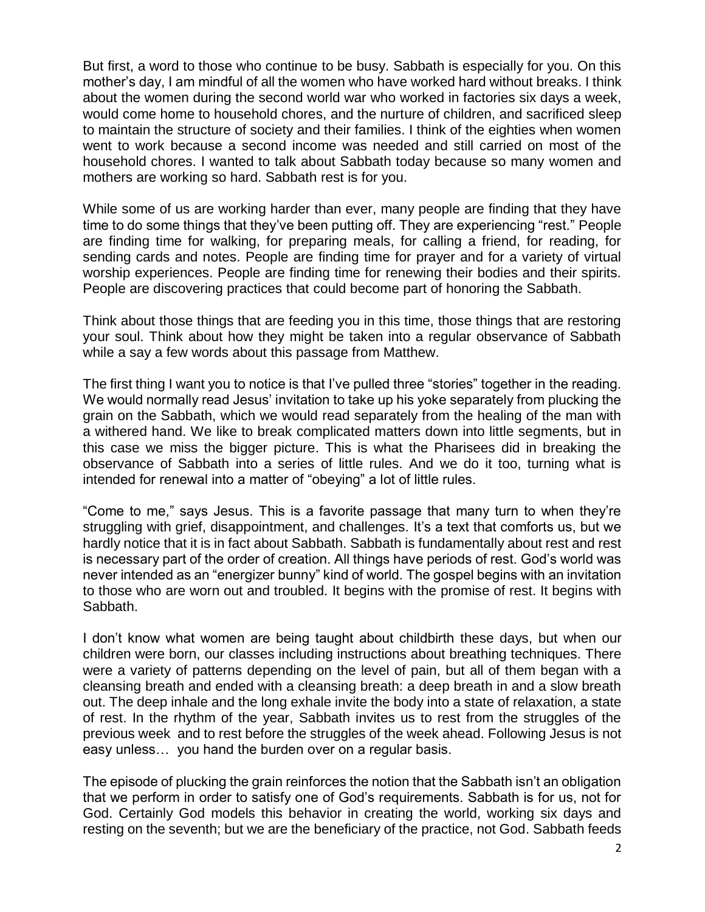But first, a word to those who continue to be busy. Sabbath is especially for you. On this mother's day, I am mindful of all the women who have worked hard without breaks. I think about the women during the second world war who worked in factories six days a week, would come home to household chores, and the nurture of children, and sacrificed sleep to maintain the structure of society and their families. I think of the eighties when women went to work because a second income was needed and still carried on most of the household chores. I wanted to talk about Sabbath today because so many women and mothers are working so hard. Sabbath rest is for you.

While some of us are working harder than ever, many people are finding that they have time to do some things that they've been putting off. They are experiencing "rest." People are finding time for walking, for preparing meals, for calling a friend, for reading, for sending cards and notes. People are finding time for prayer and for a variety of virtual worship experiences. People are finding time for renewing their bodies and their spirits. People are discovering practices that could become part of honoring the Sabbath.

Think about those things that are feeding you in this time, those things that are restoring your soul. Think about how they might be taken into a regular observance of Sabbath while a say a few words about this passage from Matthew.

The first thing I want you to notice is that I've pulled three "stories" together in the reading. We would normally read Jesus' invitation to take up his yoke separately from plucking the grain on the Sabbath, which we would read separately from the healing of the man with a withered hand. We like to break complicated matters down into little segments, but in this case we miss the bigger picture. This is what the Pharisees did in breaking the observance of Sabbath into a series of little rules. And we do it too, turning what is intended for renewal into a matter of "obeying" a lot of little rules.

"Come to me," says Jesus. This is a favorite passage that many turn to when they're struggling with grief, disappointment, and challenges. It's a text that comforts us, but we hardly notice that it is in fact about Sabbath. Sabbath is fundamentally about rest and rest is necessary part of the order of creation. All things have periods of rest. God's world was never intended as an "energizer bunny" kind of world. The gospel begins with an invitation to those who are worn out and troubled. It begins with the promise of rest. It begins with Sabbath.

I don't know what women are being taught about childbirth these days, but when our children were born, our classes including instructions about breathing techniques. There were a variety of patterns depending on the level of pain, but all of them began with a cleansing breath and ended with a cleansing breath: a deep breath in and a slow breath out. The deep inhale and the long exhale invite the body into a state of relaxation, a state of rest. In the rhythm of the year, Sabbath invites us to rest from the struggles of the previous week and to rest before the struggles of the week ahead. Following Jesus is not easy unless… you hand the burden over on a regular basis.

The episode of plucking the grain reinforces the notion that the Sabbath isn't an obligation that we perform in order to satisfy one of God's requirements. Sabbath is for us, not for God. Certainly God models this behavior in creating the world, working six days and resting on the seventh; but we are the beneficiary of the practice, not God. Sabbath feeds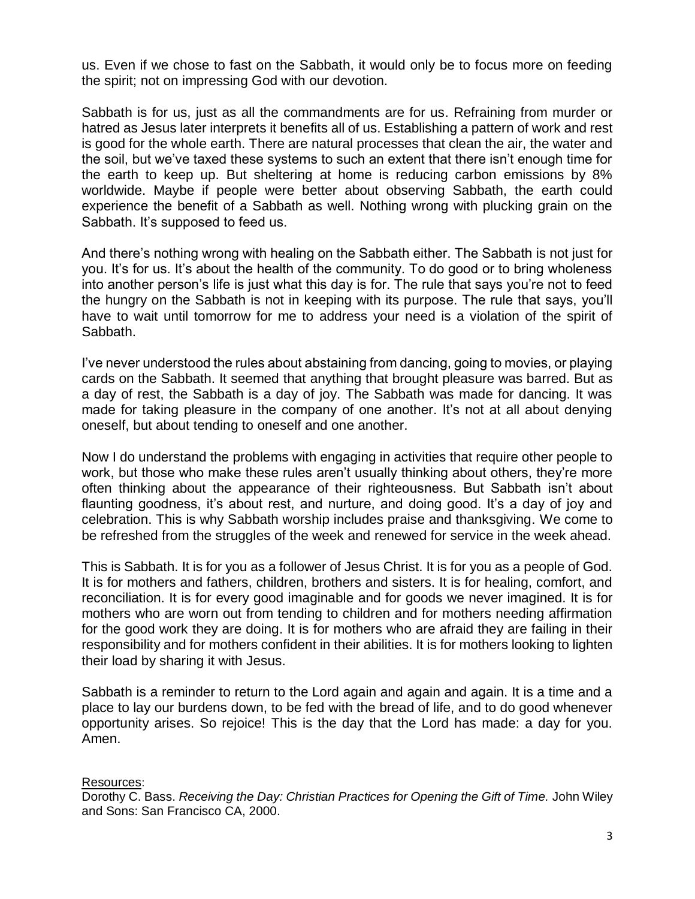us. Even if we chose to fast on the Sabbath, it would only be to focus more on feeding the spirit; not on impressing God with our devotion.

Sabbath is for us, just as all the commandments are for us. Refraining from murder or hatred as Jesus later interprets it benefits all of us. Establishing a pattern of work and rest is good for the whole earth. There are natural processes that clean the air, the water and the soil, but we've taxed these systems to such an extent that there isn't enough time for the earth to keep up. But sheltering at home is reducing carbon emissions by 8% worldwide. Maybe if people were better about observing Sabbath, the earth could experience the benefit of a Sabbath as well. Nothing wrong with plucking grain on the Sabbath. It's supposed to feed us.

And there's nothing wrong with healing on the Sabbath either. The Sabbath is not just for you. It's for us. It's about the health of the community. To do good or to bring wholeness into another person's life is just what this day is for. The rule that says you're not to feed the hungry on the Sabbath is not in keeping with its purpose. The rule that says, you'll have to wait until tomorrow for me to address your need is a violation of the spirit of Sabbath.

I've never understood the rules about abstaining from dancing, going to movies, or playing cards on the Sabbath. It seemed that anything that brought pleasure was barred. But as a day of rest, the Sabbath is a day of joy. The Sabbath was made for dancing. It was made for taking pleasure in the company of one another. It's not at all about denying oneself, but about tending to oneself and one another.

Now I do understand the problems with engaging in activities that require other people to work, but those who make these rules aren't usually thinking about others, they're more often thinking about the appearance of their righteousness. But Sabbath isn't about flaunting goodness, it's about rest, and nurture, and doing good. It's a day of joy and celebration. This is why Sabbath worship includes praise and thanksgiving. We come to be refreshed from the struggles of the week and renewed for service in the week ahead.

This is Sabbath. It is for you as a follower of Jesus Christ. It is for you as a people of God. It is for mothers and fathers, children, brothers and sisters. It is for healing, comfort, and reconciliation. It is for every good imaginable and for goods we never imagined. It is for mothers who are worn out from tending to children and for mothers needing affirmation for the good work they are doing. It is for mothers who are afraid they are failing in their responsibility and for mothers confident in their abilities. It is for mothers looking to lighten their load by sharing it with Jesus.

Sabbath is a reminder to return to the Lord again and again and again. It is a time and a place to lay our burdens down, to be fed with the bread of life, and to do good whenever opportunity arises. So rejoice! This is the day that the Lord has made: a day for you. Amen.

Resources:

Dorothy C. Bass. *Receiving the Day: Christian Practices for Opening the Gift of Time.* John Wiley and Sons: San Francisco CA, 2000.